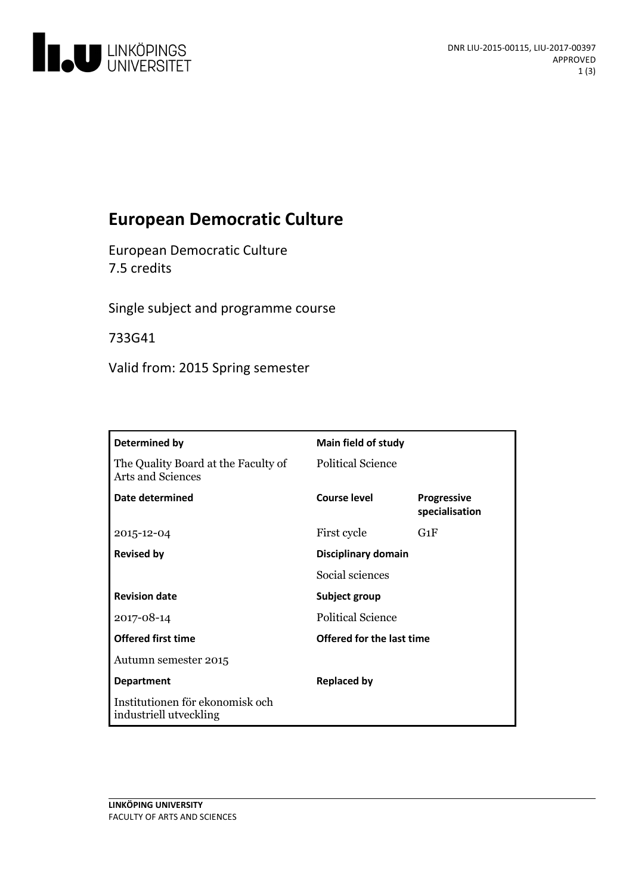DNR LIU-2015-00115, LIU-2017-00397
APPROVED

# European Democratic Culture

European Democratic Culture
7.5 credits

Single subject and programme course

733G41

Valid from: 2015 Spring semester

| Determined by | Main field of study | |
|---|---|---|
| The Quality Board at the Faculty of Arts and Sciences | Political Science | |
| **Date determined** | **Course level** | **Progressive specialisation** |
| 2015-12-04 | First cycle | G1F |
| **Revised by** | **Disciplinary domain** | |
| | Social sciences | |
| **Revision date** | **Subject group** | |
| 2017-08-14 | Political Science | |
| **Offered first time** | **Offered for the last time** | |
| Autumn semester 2015 | | |
| **Department** | **Replaced by** | |
| Institutionen för ekonomisk och industriell utveckling | | |

LINKÖPING UNIVERSITY
FACULTY OF ARTS AND SCIENCES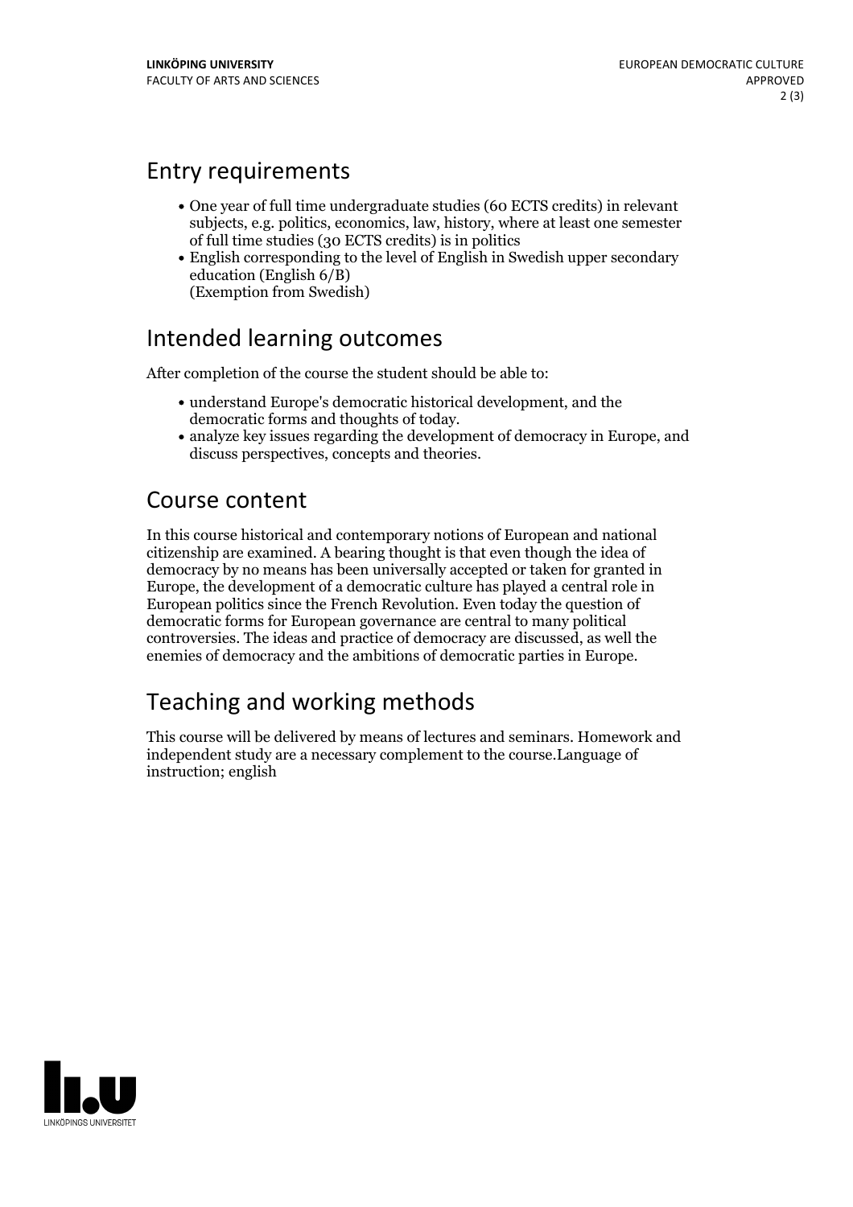## Entry requirements

- One year of full time undergraduate studies (60 ECTS credits) in relevant subjects, e.g. politics, economics, law, history, where at least one semester of full time studies (30 ECTS credits) is in politics
- English corresponding to the level of English in Swedish upper secondary education (English 6/B)
  (Exemption from Swedish)

## Intended learning outcomes

After completion of the course the student should be able to:

- understand Europe's democratic historical development, and the democratic forms and thoughts of today.
- analyze key issues regarding the development of democracy in Europe, and discuss perspectives, concepts and theories.

## Course content

In this course historical and contemporary notions of European and national citizenship are examined. A bearing thought is that even though the idea of democracy by no means has been universally accepted or taken for granted in Europe, the development of a democratic culture has played a central role in European politics since the French Revolution. Even today the question of democratic forms for European governance are central to many political controversies. The ideas and practice of democracy are discussed, as well the enemies of democracy and the ambitions of democratic parties in Europe.

## Teaching and working methods

This course will be delivered by means of lectures and seminars. Homework and independent study are a necessary complement to the course.Language of instruction; english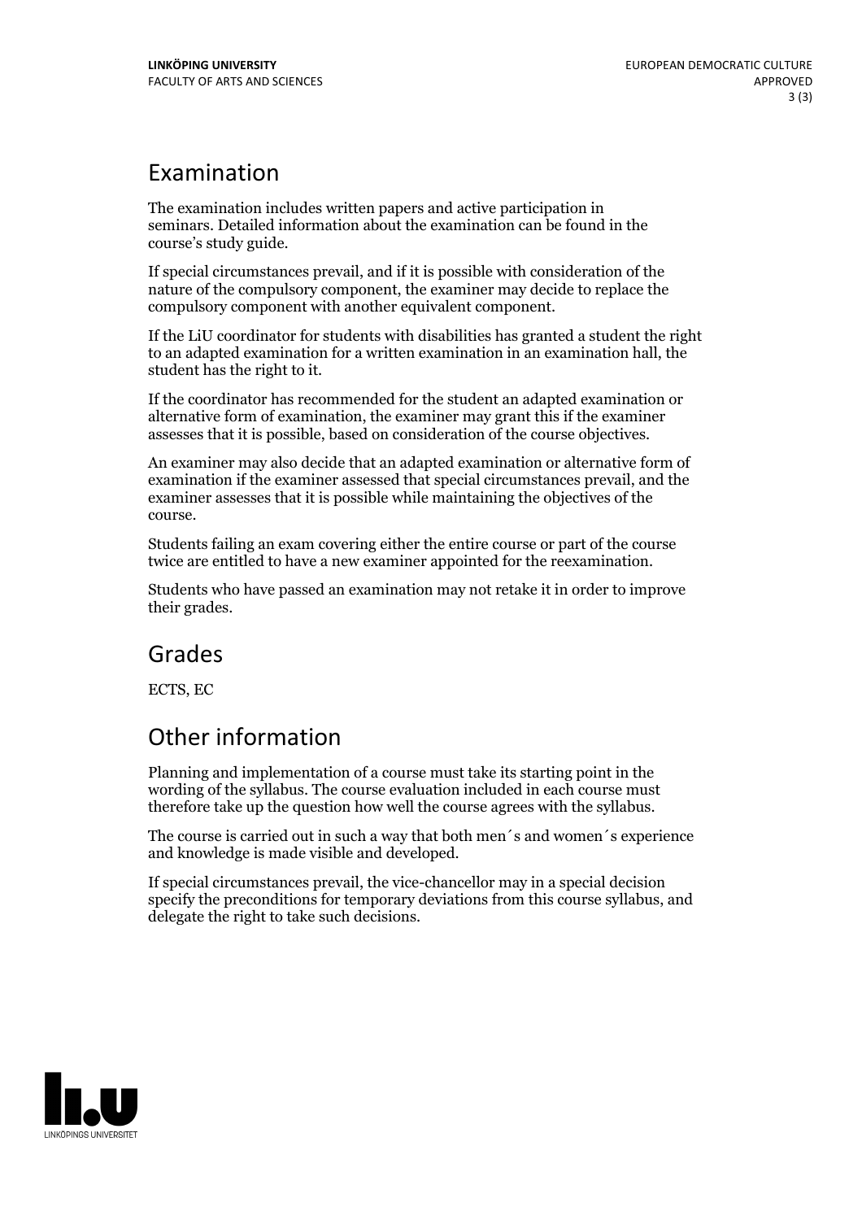## Examination

The examination includes written papers and active participation in seminars. Detailed information about the examination can be found in the course's study guide.

If special circumstances prevail, and if it is possible with consideration of the nature of the compulsory component, the examiner may decide to replace the compulsory component with another equivalent component.

If the LiU coordinator for students with disabilities has granted a student the right to an adapted examination for a written examination in an examination hall, the student has the right to it.

If the coordinator has recommended for the student an adapted examination or alternative form of examination, the examiner may grant this if the examiner assesses that it is possible, based on consideration of the course objectives.

An examiner may also decide that an adapted examination or alternative form of examination if the examiner assessed that special circumstances prevail, and the examiner assesses that it is possible while maintaining the objectives of the course.

Students failing an exam covering either the entire course or part of the course twice are entitled to have a new examiner appointed for the reexamination.

Students who have passed an examination may not retake it in order to improve their grades.

## Grades

ECTS, EC

## Other information

Planning and implementation of a course must take its starting point in the wording of the syllabus. The course evaluation included in each course must therefore take up the question how well the course agrees with the syllabus.

The course is carried out in such a way that both men´s and women´s experience and knowledge is made visible and developed.

If special circumstances prevail, the vice-chancellor may in a special decision specify the preconditions for temporary deviations from this course syllabus, and delegate the right to take such decisions.